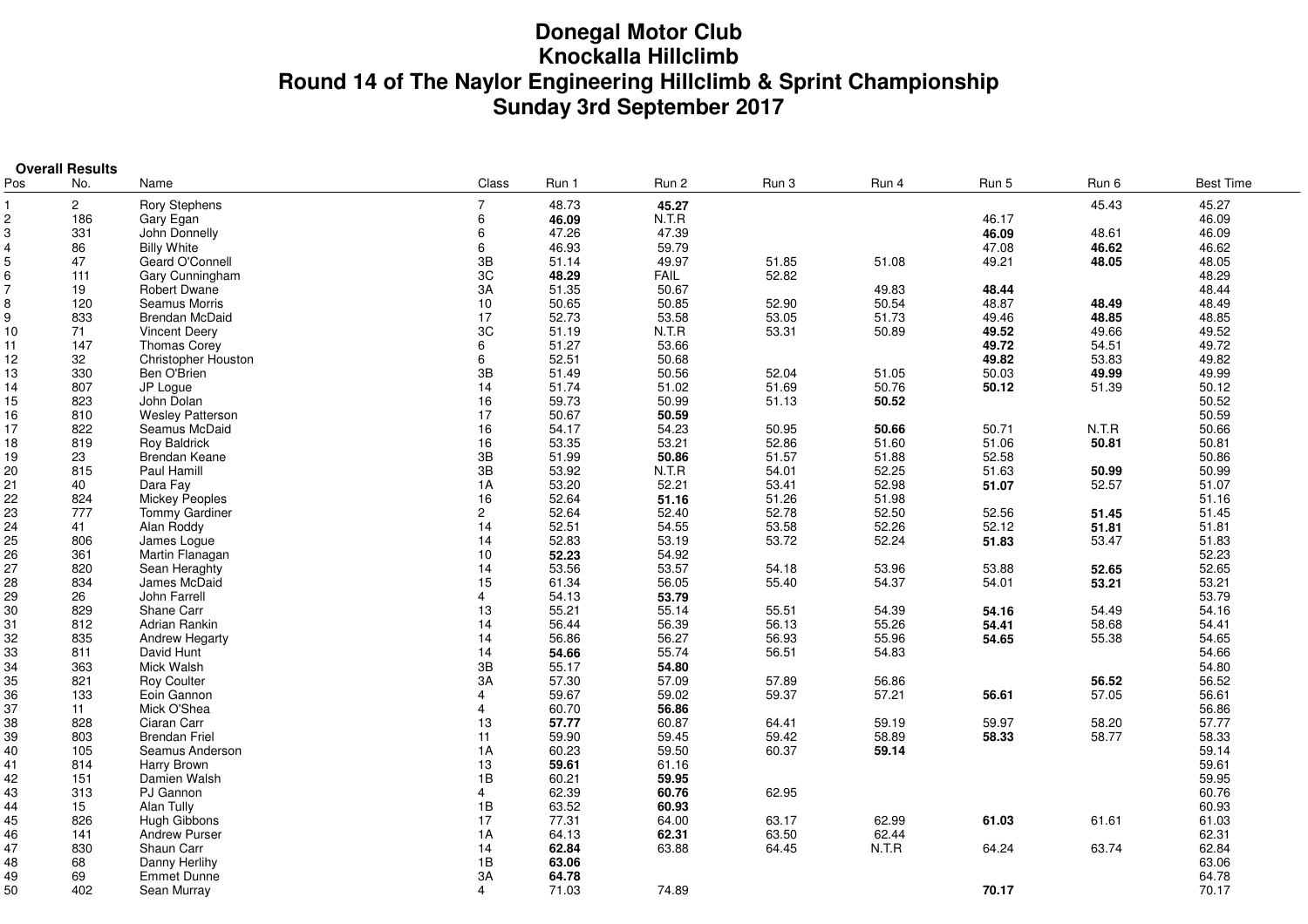# Donegal Motor Club
# Knockalla Hillclimb
# Round 14 of The Naylor Engineering Hillclimb & Sprint Championship
# Sunday 3rd September 2017

**Overall Results**

| Pos | No. | Name | Class | Run 1 | Run 2 | Run 3 | Run 4 | Run 5 | Run 6 | Best Time |
|---|---|---|---|---|---|---|---|---|---|---|
| 1 | 2 | Rory Stephens | 7 | 48.73 | **45.27** | | | | 45.43 | 45.27 |
| 2 | 186 | Gary Egan | 6 | **46.09** | N.T.R | | | 46.17 | | 46.09 |
| 3 | 331 | John Donnelly | 6 | 47.26 | 47.39 | | | **46.09** | 48.61 | 46.09 |
| 4 | 86 | Billy White | 6 | 46.93 | 59.79 | | | 47.08 | **46.62** | 46.62 |
| 5 | 47 | Geard O'Connell | 3B | 51.14 | 49.97 | 51.85 | 51.08 | 49.21 | **48.05** | 48.05 |
| 6 | 111 | Gary Cunningham | 3C | **48.29** | FAIL | 52.82 | | | | 48.29 |
| 7 | 19 | Robert Dwane | 3A | 51.35 | 50.67 | | 49.83 | **48.44** | | 48.44 |
| 8 | 120 | Seamus Morris | 10 | 50.65 | 50.85 | 52.90 | 50.54 | 48.87 | **48.49** | 48.49 |
| 9 | 833 | Brendan McDaid | 17 | 52.73 | 53.58 | 53.05 | 51.73 | 49.46 | **48.85** | 48.85 |
| 10 | 71 | Vincent Deery | 3C | 51.19 | N.T.R | 53.31 | 50.89 | **49.52** | 49.66 | 49.52 |
| 11 | 147 | Thomas Corey | 6 | 51.27 | 53.66 | | | **49.72** | 54.51 | 49.72 |
| 12 | 32 | Christopher Houston | 6 | 52.51 | 50.68 | | | **49.82** | 53.83 | 49.82 |
| 13 | 330 | Ben O'Brien | 3B | 51.49 | 50.56 | 52.04 | 51.05 | 50.03 | **49.99** | 49.99 |
| 14 | 807 | JP Logue | 14 | 51.74 | 51.02 | 51.69 | 50.76 | **50.12** | 51.39 | 50.12 |
| 15 | 823 | John Dolan | 16 | 59.73 | 50.99 | 51.13 | **50.52** | | | 50.52 |
| 16 | 810 | Wesley Patterson | 17 | 50.67 | **50.59** | | | | | 50.59 |
| 17 | 822 | Seamus McDaid | 16 | 54.17 | 54.23 | 50.95 | **50.66** | 50.71 | N.T.R | 50.66 |
| 18 | 819 | Roy Baldrick | 16 | 53.35 | 53.21 | 52.86 | 51.60 | 51.06 | **50.81** | 50.81 |
| 19 | 23 | Brendan Keane | 3B | 51.99 | **50.86** | 51.57 | 51.88 | 52.58 | | 50.86 |
| 20 | 815 | Paul Hamill | 3B | 53.92 | N.T.R | 54.01 | 52.25 | 51.63 | **50.99** | 50.99 |
| 21 | 40 | Dara Fay | 1A | 53.20 | 52.21 | 53.41 | 52.98 | **51.07** | 52.57 | 51.07 |
| 22 | 824 | Mickey Peoples | 16 | 52.64 | **51.16** | 51.26 | 51.98 | | | 51.16 |
| 23 | 777 | Tommy Gardiner | 2 | 52.64 | 52.40 | 52.78 | 52.50 | 52.56 | **51.45** | 51.45 |
| 24 | 41 | Alan Roddy | 14 | 52.51 | 54.55 | 53.58 | 52.26 | 52.12 | **51.81** | 51.81 |
| 25 | 806 | James Logue | 14 | 52.83 | 53.19 | 53.72 | 52.24 | **51.83** | 53.47 | 51.83 |
| 26 | 361 | Martin Flanagan | 10 | **52.23** | 54.92 | | | | | 52.23 |
| 27 | 820 | Sean Heraghty | 14 | 53.56 | 53.57 | 54.18 | 53.96 | 53.88 | **52.65** | 52.65 |
| 28 | 834 | James McDaid | 15 | 61.34 | 56.05 | 55.40 | 54.37 | 54.01 | **53.21** | 53.21 |
| 29 | 26 | John Farrell | 4 | 54.13 | **53.79** | | | | | 53.79 |
| 30 | 829 | Shane Carr | 13 | 55.21 | 55.14 | 55.51 | 54.39 | **54.16** | 54.49 | 54.16 |
| 31 | 812 | Adrian Rankin | 14 | 56.44 | 56.39 | 56.13 | 55.26 | **54.41** | 58.68 | 54.41 |
| 32 | 835 | Andrew Hegarty | 14 | 56.86 | 56.27 | 56.93 | 55.96 | **54.65** | 55.38 | 54.65 |
| 33 | 811 | David Hunt | 14 | **54.66** | 55.74 | 56.51 | 54.83 | | | 54.66 |
| 34 | 363 | Mick Walsh | 3B | 55.17 | **54.80** | | | | | 54.80 |
| 35 | 821 | Roy Coulter | 3A | 57.30 | 57.09 | 57.89 | 56.86 | | **56.52** | 56.52 |
| 36 | 133 | Eoin Gannon | 4 | 59.67 | 59.02 | 59.37 | 57.21 | **56.61** | 57.05 | 56.61 |
| 37 | 11 | Mick O'Shea | 4 | 60.70 | **56.86** | | | | | 56.86 |
| 38 | 828 | Ciaran Carr | 13 | **57.77** | 60.87 | 64.41 | 59.19 | 59.97 | 58.20 | 57.77 |
| 39 | 803 | Brendan Friel | 11 | 59.90 | 59.45 | 59.42 | 58.89 | **58.33** | 58.77 | 58.33 |
| 40 | 105 | Seamus Anderson | 1A | 60.23 | 59.50 | 60.37 | **59.14** | | | 59.14 |
| 41 | 814 | Harry Brown | 13 | **59.61** | 61.16 | | | | | 59.61 |
| 42 | 151 | Damien Walsh | 1B | 60.21 | **59.95** | | | | | 59.95 |
| 43 | 313 | PJ Gannon | 4 | 62.39 | **60.76** | 62.95 | | | | 60.76 |
| 44 | 15 | Alan Tully | 1B | 63.52 | **60.93** | | | | | 60.93 |
| 45 | 826 | Hugh Gibbons | 17 | 77.31 | 64.00 | 63.17 | 62.99 | **61.03** | 61.61 | 61.03 |
| 46 | 141 | Andrew Purser | 1A | 64.13 | **62.31** | 63.50 | 62.44 | | | 62.31 |
| 47 | 830 | Shaun Carr | 14 | **62.84** | 63.88 | 64.45 | N.T.R | 64.24 | 63.74 | 62.84 |
| 48 | 68 | Danny Herlihy | 1B | **63.06** | | | | | | 63.06 |
| 49 | 69 | Emmet Dunne | 3A | **64.78** | | | | | | 64.78 |
| 50 | 402 | Sean Murray | 4 | 71.03 | 74.89 | | | **70.17** | | 70.17 |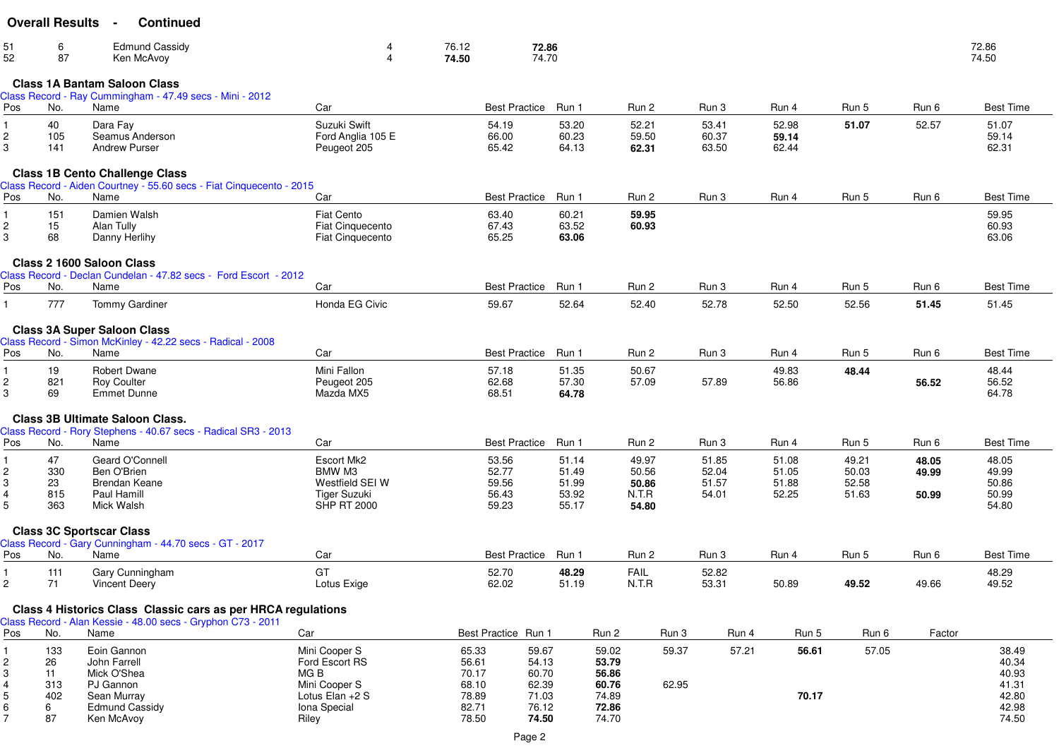## Overall Results - Continued

| | | | | | | |
|---|---|---|---|---|---|---|
| 51 | 6 | Edmund Cassidy | 4 | 76.12 | **72.86** | 72.86 |
| 52 | 87 | Ken McAvoy | 4 | **74.50** | 74.70 | 74.50 |

### Class 1A Bantam Saloon Class

Class Record - Ray Cummingham - 47.49 secs - Mini - 2012

| Pos | No. | Name | Car | Best Practice | Run 1 | Run 2 | Run 3 | Run 4 | Run 5 | Run 6 | Best Time |
|---|---|---|---|---|---|---|---|---|---|---|---|
| 1 | 40 | Dara Fay | Suzuki Swift | 54.19 | 53.20 | 52.21 | 53.41 | 52.98 | **51.07** | 52.57 | 51.07 |
| 2 | 105 | Seamus Anderson | Ford Anglia 105 E | 66.00 | 60.23 | 59.50 | 60.37 | **59.14** | | | 59.14 |
| 3 | 141 | Andrew Purser | Peugeot 205 | 65.42 | 64.13 | **62.31** | 63.50 | 62.44 | | | 62.31 |

### Class 1B Cento Challenge Class

Class Record - Aiden Courtney - 55.60 secs - Fiat Cinquecento - 2015

| Pos | No. | Name | Car | Best Practice | Run 1 | Run 2 | Run 3 | Run 4 | Run 5 | Run 6 | Best Time |
|---|---|---|---|---|---|---|---|---|---|---|---|
| 1 | 151 | Damien Walsh | Fiat Cento | 63.40 | 60.21 | **59.95** | | | | | 59.95 |
| 2 | 15 | Alan Tully | Fiat Cinquecento | 67.43 | 63.52 | **60.93** | | | | | 60.93 |
| 3 | 68 | Danny Herlihy | Fiat Cinquecento | 65.25 | **63.06** | | | | | | 63.06 |

### Class 2 1600 Saloon Class

Class Record - Declan Cundelan - 47.82 secs - Ford Escort - 2012

| Pos | No. | Name | Car | Best Practice | Run 1 | Run 2 | Run 3 | Run 4 | Run 5 | Run 6 | Best Time |
|---|---|---|---|---|---|---|---|---|---|---|---|
| 1 | 777 | Tommy Gardiner | Honda EG Civic | 59.67 | 52.64 | 52.40 | 52.78 | 52.50 | 52.56 | **51.45** | 51.45 |

### Class 3A Super Saloon Class

Class Record - Simon McKinley - 42.22 secs - Radical - 2008

| Pos | No. | Name | Car | Best Practice | Run 1 | Run 2 | Run 3 | Run 4 | Run 5 | Run 6 | Best Time |
|---|---|---|---|---|---|---|---|---|---|---|---|
| 1 | 19 | Robert Dwane | Mini Fallon | 57.18 | 51.35 | 50.67 | | 49.83 | **48.44** | | 48.44 |
| 2 | 821 | Roy Coulter | Peugeot 205 | 62.68 | 57.30 | 57.09 | 57.89 | 56.86 | | **56.52** | 56.52 |
| 3 | 69 | Emmet Dunne | Mazda MX5 | 68.51 | **64.78** | | | | | | 64.78 |

### Class 3B Ultimate Saloon Class.

Class Record - Rory Stephens - 40.67 secs - Radical SR3 - 2013

| Pos | No. | Name | Car | Best Practice | Run 1 | Run 2 | Run 3 | Run 4 | Run 5 | Run 6 | Best Time |
|---|---|---|---|---|---|---|---|---|---|---|---|
| 1 | 47 | Geard O'Connell | Escort Mk2 | 53.56 | 51.14 | 49.97 | 51.85 | 51.08 | 49.21 | **48.05** | 48.05 |
| 2 | 330 | Ben O'Brien | BMW M3 | 52.77 | 51.49 | 50.56 | 52.04 | 51.05 | 50.03 | **49.99** | 49.99 |
| 3 | 23 | Brendan Keane | Westfield SEI W | 59.56 | 51.99 | **50.86** | 51.57 | 51.88 | 52.58 | | 50.86 |
| 4 | 815 | Paul Hamill | Tiger Suzuki | 56.43 | 53.92 | N.T.R | 54.01 | 52.25 | 51.63 | **50.99** | 50.99 |
| 5 | 363 | Mick Walsh | SHP RT 2000 | 59.23 | 55.17 | **54.80** | | | | | 54.80 |

### Class 3C Sportscar Class

Class Record - Gary Cunningham - 44.70 secs - GT - 2017

| Pos | No. | Name | Car | Best Practice | Run 1 | Run 2 | Run 3 | Run 4 | Run 5 | Run 6 | Best Time |
|---|---|---|---|---|---|---|---|---|---|---|---|
| 1 | 111 | Gary Cunningham | GT | 52.70 | **48.29** | FAIL | 52.82 | | | | 48.29 |
| 2 | 71 | Vincent Deery | Lotus Exige | 62.02 | 51.19 | N.T.R | 53.31 | 50.89 | **49.52** | 49.66 | 49.52 |

### Class 4 Historics Class Classic cars as per HRCA regulations

Class Record - Alan Kessie - 48.00 secs - Gryphon C73 - 2011

| Pos | No. | Name | Car | Best Practice | Run 1 | Run 2 | Run 3 | Run 4 | Run 5 | Run 6 | Factor | |
|---|---|---|---|---|---|---|---|---|---|---|---|---|
| 1 | 133 | Eoin Gannon | Mini Cooper S | 65.33 | 59.67 | 59.02 | 59.37 | 57.21 | **56.61** | 57.05 | | 38.49 |
| 2 | 26 | John Farrell | Ford Escort RS | 56.61 | 54.13 | **53.79** | | | | | | 40.34 |
| 3 | 11 | Mick O'Shea | MG B | 70.17 | 60.70 | **56.86** | | | | | | 40.93 |
| 4 | 313 | PJ Gannon | Mini Cooper S | 68.10 | 62.39 | **60.76** | 62.95 | | | | | 41.31 |
| 5 | 402 | Sean Murray | Lotus Elan +2 S | 78.89 | 71.03 | 74.89 | | | **70.17** | | | 42.80 |
| 6 | 6 | Edmund Cassidy | Iona Special | 82.71 | 76.12 | **72.86** | | | | | | 42.98 |
| 7 | 87 | Ken McAvoy | Riley | 78.50 | **74.50** | 74.70 | | | | | | 74.50 |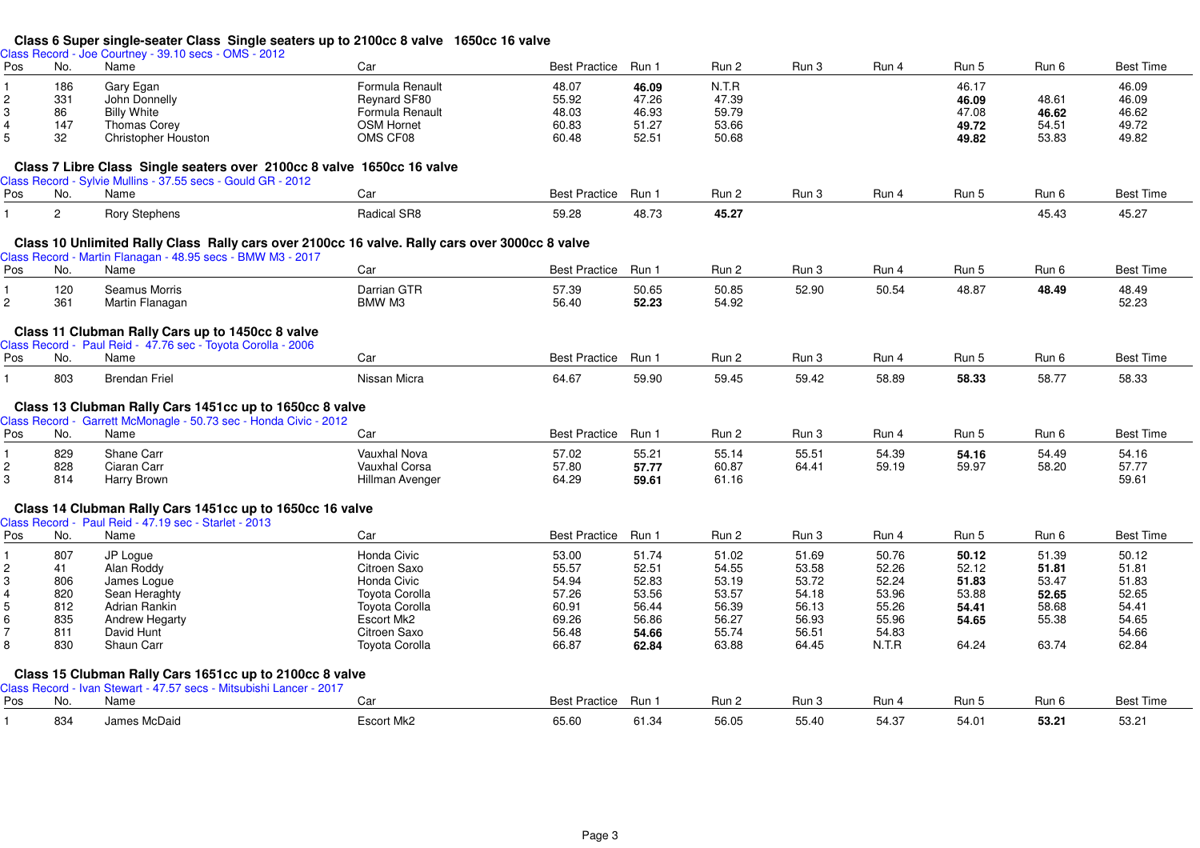### Class 6 Super single-seater Class Single seaters up to 2100cc 8 valve 1650cc 16 valve

Class Record - Joe Courtney - 39.10 secs - OMS - 2012

| Pos | No. | Name | Car | Best Practice | Run 1 | Run 2 | Run 3 | Run 4 | Run 5 | Run 6 | Best Time |
|---|---|---|---|---|---|---|---|---|---|---|---|
| 1 | 186 | Gary Egan | Formula Renault | 48.07 | **46.09** | N.T.R | | | 46.17 | | 46.09 |
| 2 | 331 | John Donnelly | Reynard SF80 | 55.92 | 47.26 | 47.39 | | | **46.09** | 48.61 | 46.09 |
| 3 | 86 | Billy White | Formula Renault | 48.03 | 46.93 | 59.79 | | | 47.08 | **46.62** | 46.62 |
| 4 | 147 | Thomas Corey | OSM Hornet | 60.83 | 51.27 | 53.66 | | | **49.72** | 54.51 | 49.72 |
| 5 | 32 | Christopher Houston | OMS CF08 | 60.48 | 52.51 | 50.68 | | | **49.82** | 53.83 | 49.82 |

### Class 7 Libre Class Single seaters over 2100cc 8 valve 1650cc 16 valve

Class Record - Sylvie Mullins - 37.55 secs - Gould GR - 2012

| Pos | No. | Name | Car | Best Practice | Run 1 | Run 2 | Run 3 | Run 4 | Run 5 | Run 6 | Best Time |
|---|---|---|---|---|---|---|---|---|---|---|---|
| 1 | 2 | Rory Stephens | Radical SR8 | 59.28 | 48.73 | **45.27** | | | | 45.43 | 45.27 |

### Class 10 Unlimited Rally Class Rally cars over 2100cc 16 valve. Rally cars over 3000cc 8 valve

Class Record - Martin Flanagan - 48.95 secs - BMW M3 - 2017

| Pos | No. | Name | Car | Best Practice | Run 1 | Run 2 | Run 3 | Run 4 | Run 5 | Run 6 | Best Time |
|---|---|---|---|---|---|---|---|---|---|---|---|
| 1 | 120 | Seamus Morris | Darrian GTR | 57.39 | 50.65 | 50.85 | 52.90 | 50.54 | 48.87 | **48.49** | 48.49 |
| 2 | 361 | Martin Flanagan | BMW M3 | 56.40 | **52.23** | 54.92 | | | | | 52.23 |

### Class 11 Clubman Rally Cars up to 1450cc 8 valve

Class Record - Paul Reid - 47.76 sec - Toyota Corolla - 2006

| Pos | No. | Name | Car | Best Practice | Run 1 | Run 2 | Run 3 | Run 4 | Run 5 | Run 6 | Best Time |
|---|---|---|---|---|---|---|---|---|---|---|---|
| 1 | 803 | Brendan Friel | Nissan Micra | 64.67 | 59.90 | 59.45 | 59.42 | 58.89 | **58.33** | 58.77 | 58.33 |

### Class 13 Clubman Rally Cars 1451cc up to 1650cc 8 valve

Class Record - Garrett McMonagle - 50.73 sec - Honda Civic - 2012

| Pos | No. | Name | Car | Best Practice | Run 1 | Run 2 | Run 3 | Run 4 | Run 5 | Run 6 | Best Time |
|---|---|---|---|---|---|---|---|---|---|---|---|
| 1 | 829 | Shane Carr | Vauxhal Nova | 57.02 | 55.21 | 55.14 | 55.51 | 54.39 | **54.16** | 54.49 | 54.16 |
| 2 | 828 | Ciaran Carr | Vauxhal Corsa | 57.80 | **57.77** | 60.87 | 64.41 | 59.19 | 59.97 | 58.20 | 57.77 |
| 3 | 814 | Harry Brown | Hillman Avenger | 64.29 | **59.61** | 61.16 | | | | | 59.61 |

### Class 14 Clubman Rally Cars 1451cc up to 1650cc 16 valve

Class Record - Paul Reid - 47.19 sec - Starlet - 2013

| Pos | No. | Name | Car | Best Practice | Run 1 | Run 2 | Run 3 | Run 4 | Run 5 | Run 6 | Best Time |
|---|---|---|---|---|---|---|---|---|---|---|---|
| 1 | 807 | JP Logue | Honda Civic | 53.00 | 51.74 | 51.02 | 51.69 | 50.76 | **50.12** | 51.39 | 50.12 |
| 2 | 41 | Alan Roddy | Citroen Saxo | 55.57 | 52.51 | 54.55 | 53.58 | 52.26 | 52.12 | **51.81** | 51.81 |
| 3 | 806 | James Logue | Honda Civic | 54.94 | 52.83 | 53.19 | 53.72 | 52.24 | **51.83** | 53.47 | 51.83 |
| 4 | 820 | Sean Heraghty | Toyota Corolla | 57.26 | 53.56 | 53.57 | 54.18 | 53.96 | 53.88 | **52.65** | 52.65 |
| 5 | 812 | Adrian Rankin | Toyota Corolla | 60.91 | 56.44 | 56.39 | 56.13 | 55.26 | **54.41** | 58.68 | 54.41 |
| 6 | 835 | Andrew Hegarty | Escort Mk2 | 69.26 | 56.86 | 56.27 | 56.93 | 55.96 | **54.65** | 55.38 | 54.65 |
| 7 | 811 | David Hunt | Citroen Saxo | 56.48 | **54.66** | 55.74 | 56.51 | 54.83 | | | 54.66 |
| 8 | 830 | Shaun Carr | Toyota Corolla | 66.87 | **62.84** | 63.88 | 64.45 | N.T.R | 64.24 | 63.74 | 62.84 |

### Class 15 Clubman Rally Cars 1651cc up to 2100cc 8 valve

Class Record - Ivan Stewart - 47.57 secs - Mitsubishi Lancer - 2017

| Pos | No. | Name | Car | Best Practice | Run 1 | Run 2 | Run 3 | Run 4 | Run 5 | Run 6 | Best Time |
|---|---|---|---|---|---|---|---|---|---|---|---|
| 1 | 834 | James McDaid | Escort Mk2 | 65.60 | 61.34 | 56.05 | 55.40 | 54.37 | 54.01 | **53.21** | 53.21 |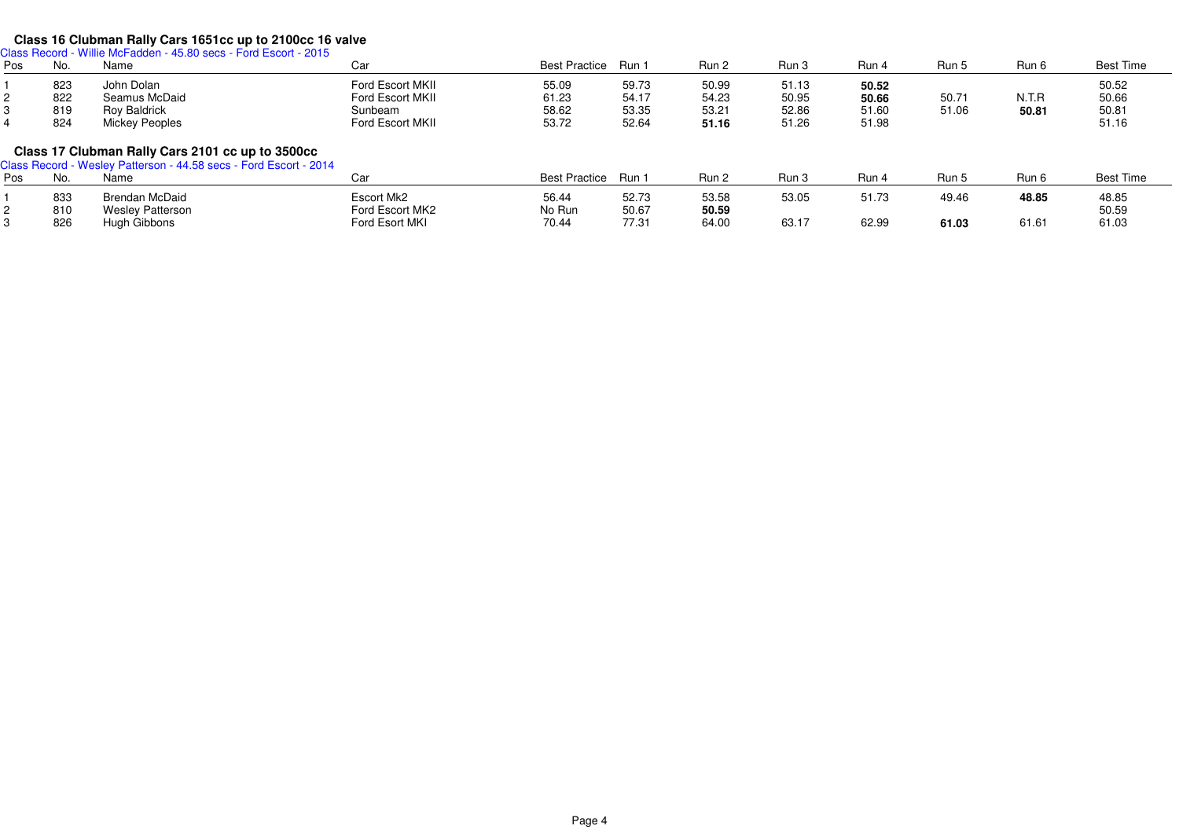### Class 16 Clubman Rally Cars 1651cc up to 2100cc 16 valve

Class Record - Willie McFadden - 45.80 secs - Ford Escort - 2015

| Pos | No. | Name | Car | Best Practice | Run 1 | Run 2 | Run 3 | Run 4 | Run 5 | Run 6 | Best Time |
|---|---|---|---|---|---|---|---|---|---|---|---|
| 1 | 823 | John Dolan | Ford Escort MKII | 55.09 | 59.73 | 50.99 | 51.13 | **50.52** | | | 50.52 |
| 2 | 822 | Seamus McDaid | Ford Escort MKII | 61.23 | 54.17 | 54.23 | 50.95 | **50.66** | 50.71 | N.T.R | 50.66 |
| 3 | 819 | Roy Baldrick | Sunbeam | 58.62 | 53.35 | 53.21 | 52.86 | 51.60 | 51.06 | **50.81** | 50.81 |
| 4 | 824 | Mickey Peoples | Ford Escort MKII | 53.72 | 52.64 | **51.16** | 51.26 | 51.98 | | | 51.16 |

### Class 17 Clubman Rally Cars 2101 cc up to 3500cc

Class Record - Wesley Patterson - 44.58 secs - Ford Escort - 2014

| Pos | No. | Name | Car | Best Practice | Run 1 | Run 2 | Run 3 | Run 4 | Run 5 | Run 6 | Best Time |
|---|---|---|---|---|---|---|---|---|---|---|---|
| 1 | 833 | Brendan McDaid | Escort Mk2 | 56.44 | 52.73 | 53.58 | 53.05 | 51.73 | 49.46 | **48.85** | 48.85 |
| 2 | 810 | Wesley Patterson | Ford Escort MK2 | No Run | 50.67 | **50.59** | | | | | 50.59 |
| 3 | 826 | Hugh Gibbons | Ford Esort MKI | 70.44 | 77.31 | 64.00 | 63.17 | 62.99 | **61.03** | 61.61 | 61.03 |